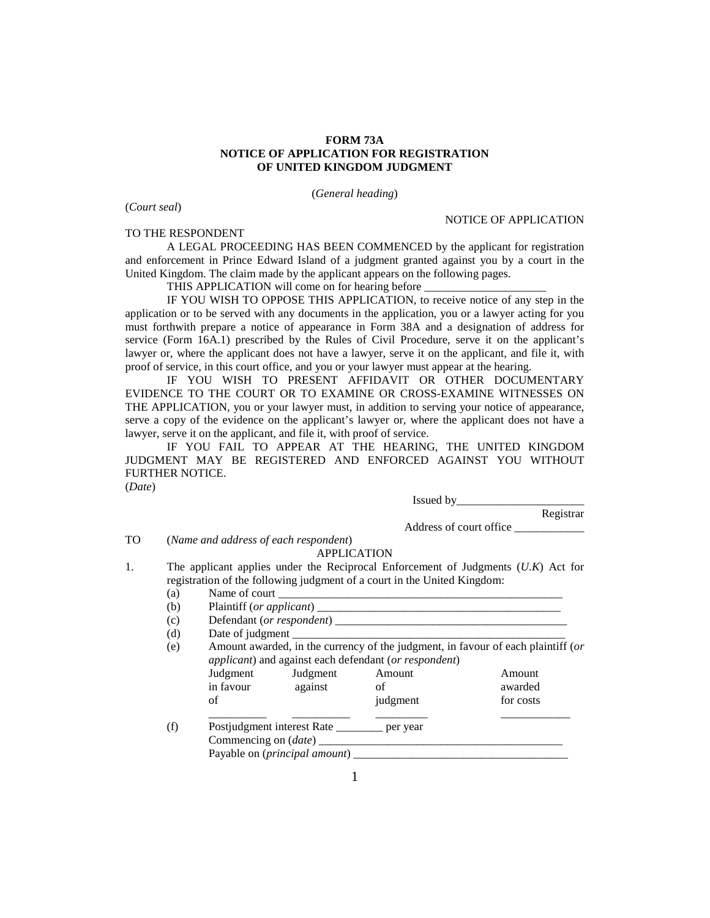**FORM 73A**
**NOTICE OF APPLICATION FOR REGISTRATION OF UNITED KINGDOM JUDGMENT**

(*General heading*)

(*Court seal*)

NOTICE OF APPLICATION

TO THE RESPONDENT

A LEGAL PROCEEDING HAS BEEN COMMENCED by the applicant for registration and enforcement in Prince Edward Island of a judgment granted against you by a court in the United Kingdom. The claim made by the applicant appears on the following pages.

THIS APPLICATION will come on for hearing before ____________________

IF YOU WISH TO OPPOSE THIS APPLICATION, to receive notice of any step in the application or to be served with any documents in the application, you or a lawyer acting for you must forthwith prepare a notice of appearance in Form 38A and a designation of address for service (Form 16A.1) prescribed by the Rules of Civil Procedure, serve it on the applicant's lawyer or, where the applicant does not have a lawyer, serve it on the applicant, and file it, with proof of service, in this court office, and you or your lawyer must appear at the hearing.

IF YOU WISH TO PRESENT AFFIDAVIT OR OTHER DOCUMENTARY EVIDENCE TO THE COURT OR TO EXAMINE OR CROSS-EXAMINE WITNESSES ON THE APPLICATION, you or your lawyer must, in addition to serving your notice of appearance, serve a copy of the evidence on the applicant's lawyer or, where the applicant does not have a lawyer, serve it on the applicant, and file it, with proof of service.

IF YOU FAIL TO APPEAR AT THE HEARING, THE UNITED KINGDOM JUDGMENT MAY BE REGISTERED AND ENFORCED AGAINST YOU WITHOUT FURTHER NOTICE.

(*Date*)

Issued by______________________
Registrar

Address of court office ____________

TO (*Name and address of each respondent*)

APPLICATION

1. The applicant applies under the Reciprocal Enforcement of Judgments (*U.K*) Act for registration of the following judgment of a court in the United Kingdom:
   (a) Name of court __________________________________________________
   (b) Plaintiff (*or applicant*) ___________________________________________
   (c) Defendant (*or respondent*) __________________________________________
   (d) Date of judgment ______________________________________________
   (e) Amount awarded, in the currency of the judgment, in favour of each plaintiff (*or applicant*) and against each defendant (*or respondent*)

| Judgment in favour of | Judgment against | Amount of judgment | Amount awarded for costs |
|---|---|---|---|
| __________ | __________ | _________ | ____________ |

   (f) Postjudgment interest Rate ________ per year
   Commencing on (*date*) ___________________________________________
   Payable on (*principal amount*) _____________________________________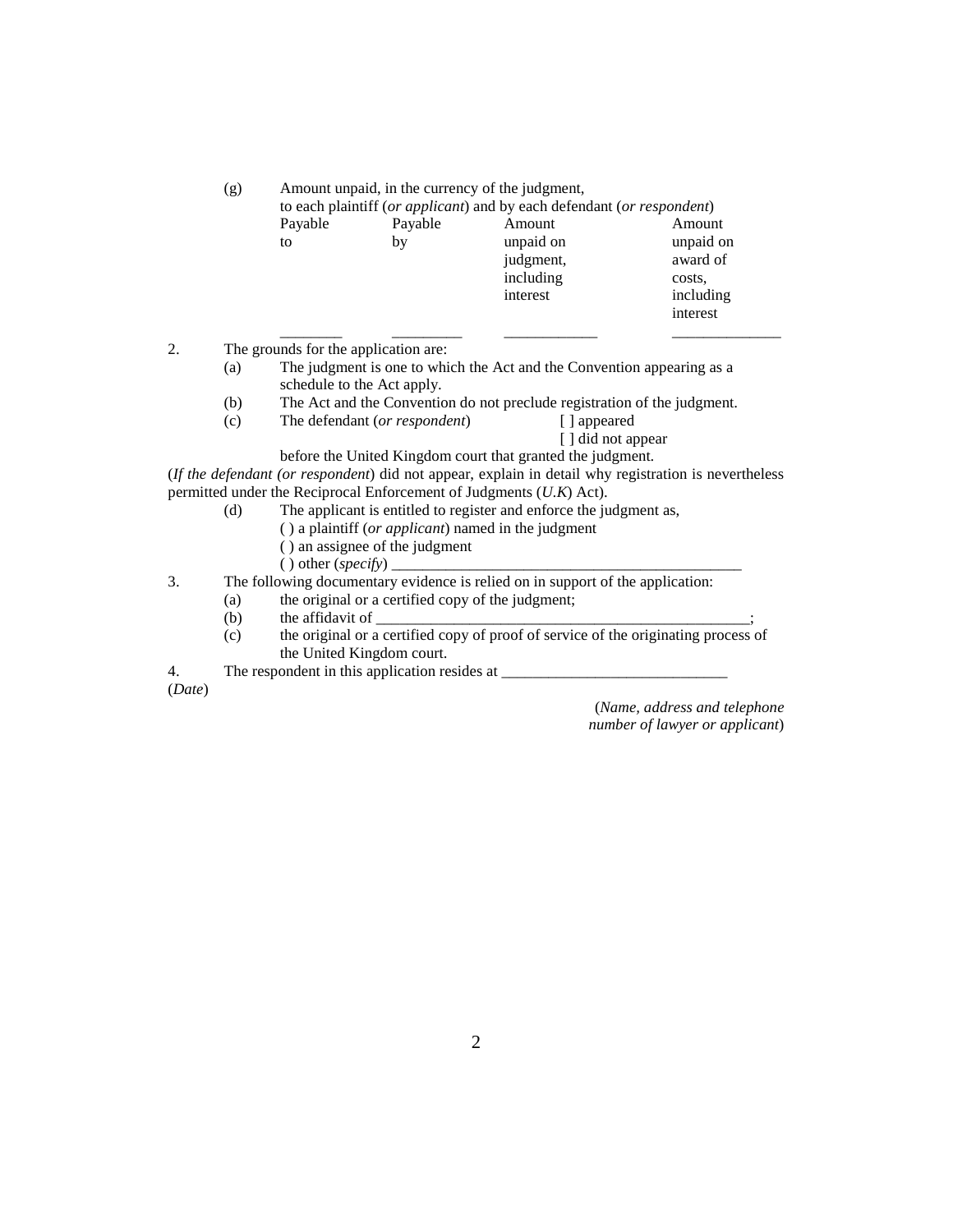(g) Amount unpaid, in the currency of the judgment, to each plaintiff (*or applicant*) and by each defendant (*or respondent*)

| Payable to | Payable by | Amount unpaid on judgment, including interest | Amount unpaid on award of costs, including interest |
|---|---|---|---|
| ________ | _________ | ____________ | ______________ |

2. The grounds for the application are:
   (a) The judgment is one to which the Act and the Convention appearing as a schedule to the Act apply.
   (b) The Act and the Convention do not preclude registration of the judgment.
   (c) The defendant (*or respondent*) [ ] appeared
   [ ] did not appear
   before the United Kingdom court that granted the judgment.

(*If the defendant (or respondent*) did not appear, explain in detail why registration is nevertheless permitted under the Reciprocal Enforcement of Judgments (*U.K*) Act).

   (d) The applicant is entitled to register and enforce the judgment as,
   ( ) a plaintiff (*or applicant*) named in the judgment
   ( ) an assignee of the judgment
   ( ) other (*specify*) _______________________________________________

3. The following documentary evidence is relied on in support of the application:
   (a) the original or a certified copy of the judgment;
   (b) the affidavit of __________________________________________________;
   (c) the original or a certified copy of proof of service of the originating process of the United Kingdom court.

4. The respondent in this application resides at _____________________________

(*Date*)

(*Name, address and telephone number of lawyer or applicant*)